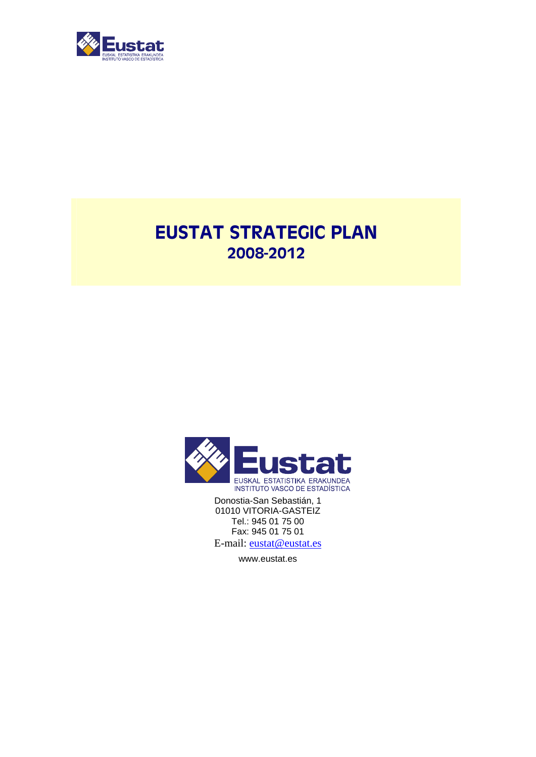# EUSTAT STRATEGIC PLAN
## 2008-2012

EUSKAL ESTATISTIKA ERAKUNDEA
INSTITUTO VASCO DE ESTADÍSTICA

Donostia-San Sebastián, 1
01010 VITORIA-GASTEIZ
Tel.: 945 01 75 00
Fax: 945 01 75 01
E-mail: eustat@eustat.es

www.eustat.es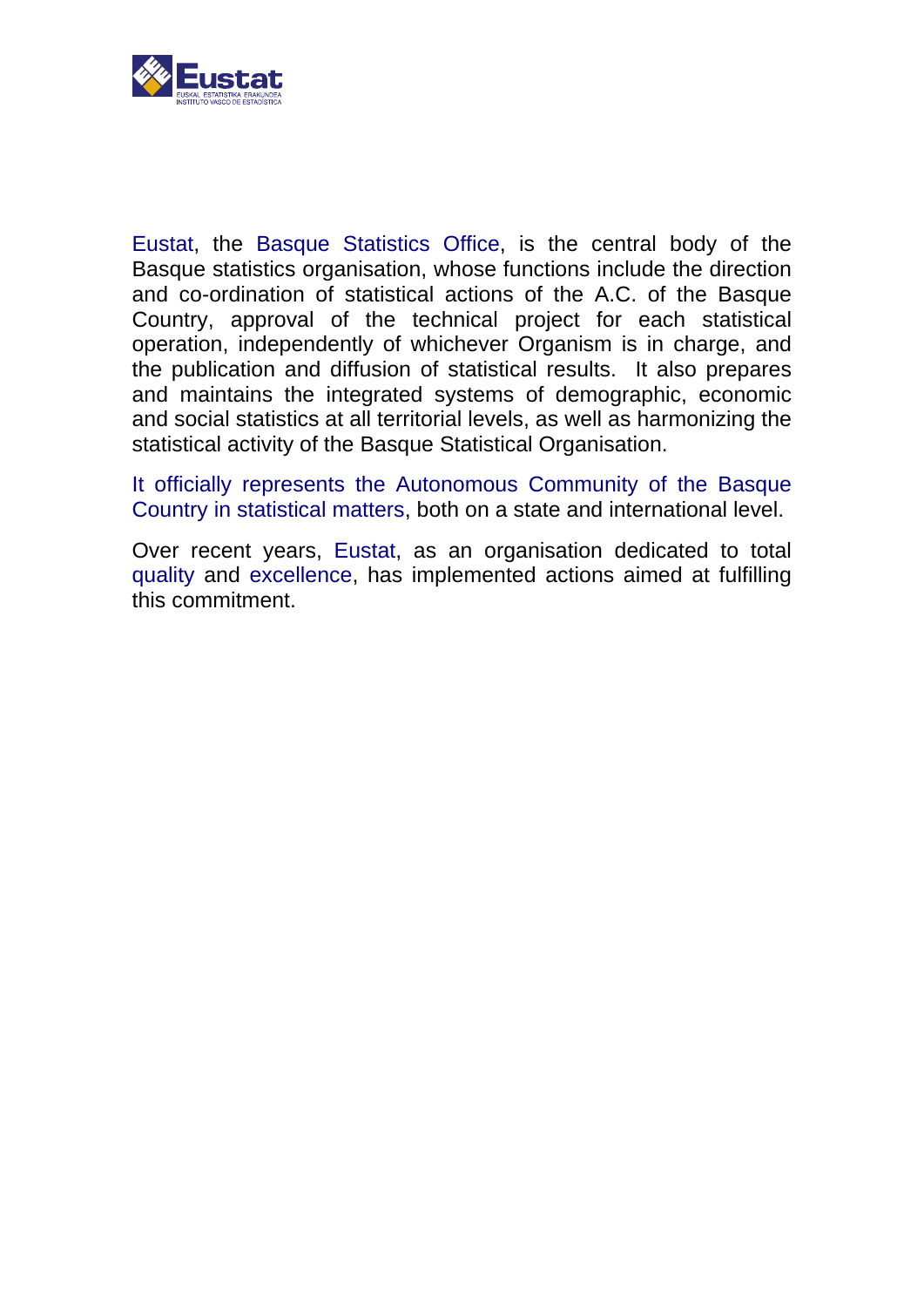Eustat, the Basque Statistics Office, is the central body of the Basque statistics organisation, whose functions include the direction and co-ordination of statistical actions of the A.C. of the Basque Country, approval of the technical project for each statistical operation, independently of whichever Organism is in charge, and the publication and diffusion of statistical results. It also prepares and maintains the integrated systems of demographic, economic and social statistics at all territorial levels, as well as harmonizing the statistical activity of the Basque Statistical Organisation.

It officially represents the Autonomous Community of the Basque Country in statistical matters, both on a state and international level.

Over recent years, Eustat, as an organisation dedicated to total quality and excellence, has implemented actions aimed at fulfilling this commitment.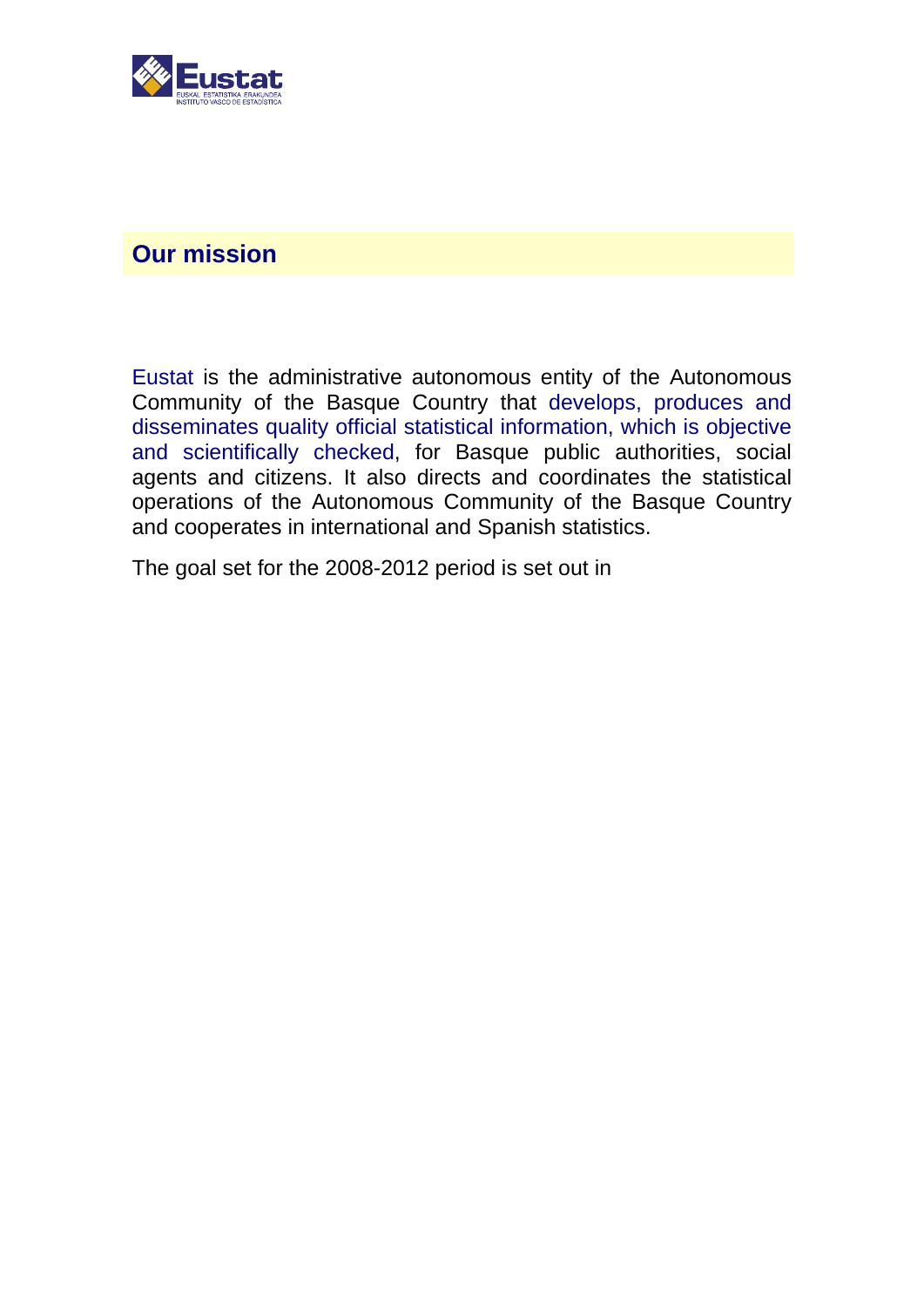## Our mission

Eustat is the administrative autonomous entity of the Autonomous Community of the Basque Country that develops, produces and disseminates quality official statistical information, which is objective and scientifically checked, for Basque public authorities, social agents and citizens. It also directs and coordinates the statistical operations of the Autonomous Community of the Basque Country and cooperates in international and Spanish statistics.

The goal set for the 2008-2012 period is set out in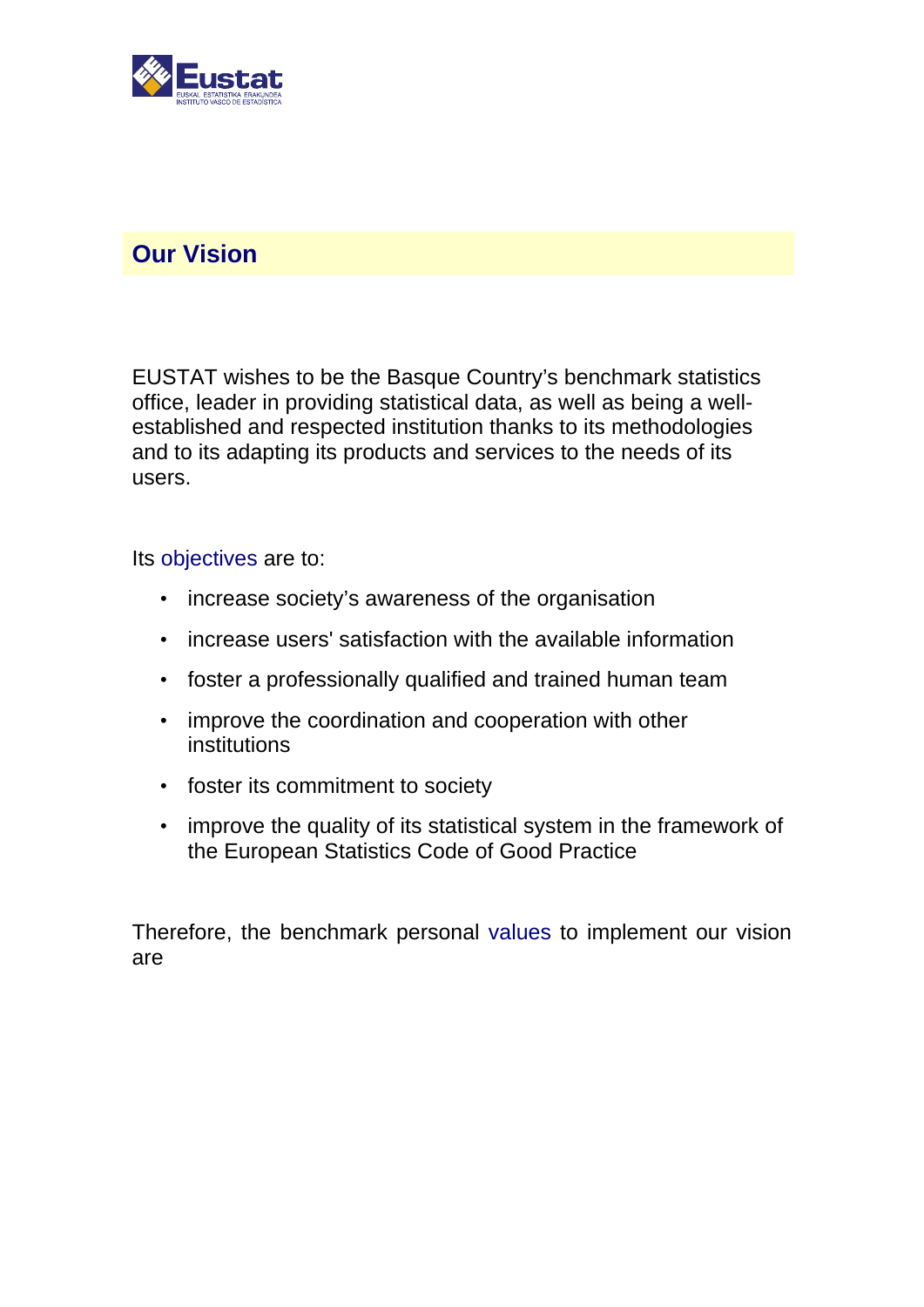## Our Vision

EUSTAT wishes to be the Basque Country's benchmark statistics office, leader in providing statistical data, as well as being a well-established and respected institution thanks to its methodologies and to its adapting its products and services to the needs of its users.

Its objectives are to:

- increase society's awareness of the organisation
- increase users' satisfaction with the available information
- foster a professionally qualified and trained human team
- improve the coordination and cooperation with other institutions
- foster its commitment to society
- improve the quality of its statistical system in the framework of the European Statistics Code of Good Practice

Therefore, the benchmark personal values to implement our vision are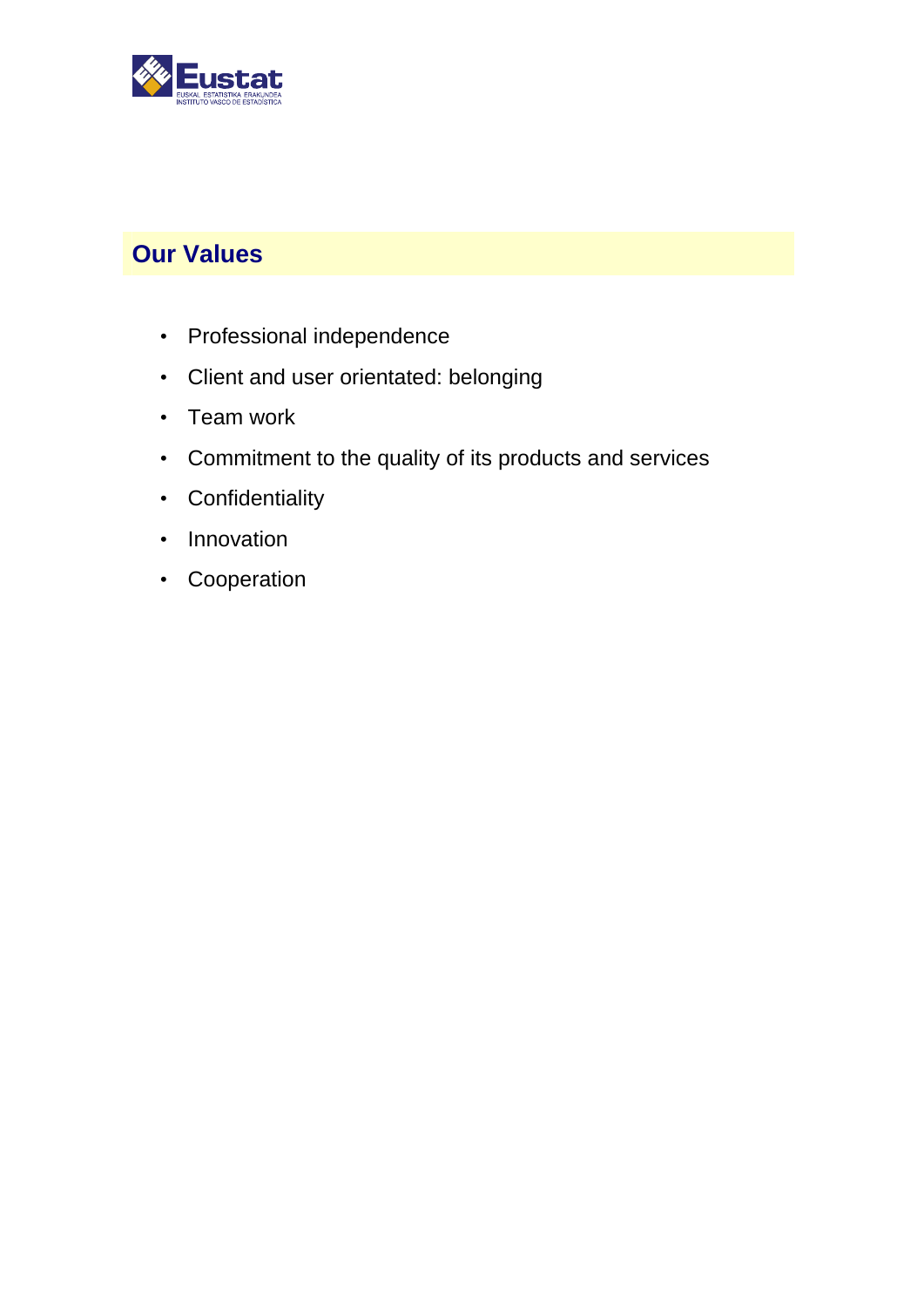## Our Values

- Professional independence
- Client and user orientated: belonging
- Team work
- Commitment to the quality of its products and services
- Confidentiality
- Innovation
- Cooperation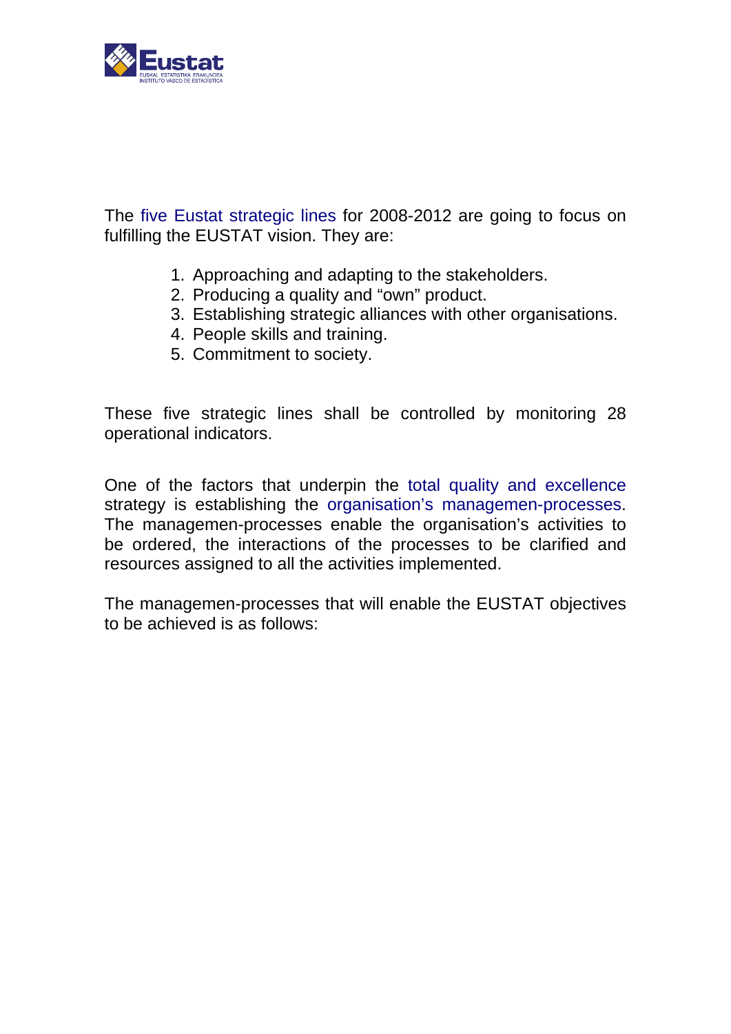The five Eustat strategic lines for 2008-2012 are going to focus on fulfilling the EUSTAT vision. They are:

1. Approaching and adapting to the stakeholders.
2. Producing a quality and “own” product.
3. Establishing strategic alliances with other organisations.
4. People skills and training.
5. Commitment to society.

These five strategic lines shall be controlled by monitoring 28 operational indicators.

One of the factors that underpin the total quality and excellence strategy is establishing the organisation’s managemen-processes. The managemen-processes enable the organisation’s activities to be ordered, the interactions of the processes to be clarified and resources assigned to all the activities implemented.

The managemen-processes that will enable the EUSTAT objectives to be achieved is as follows: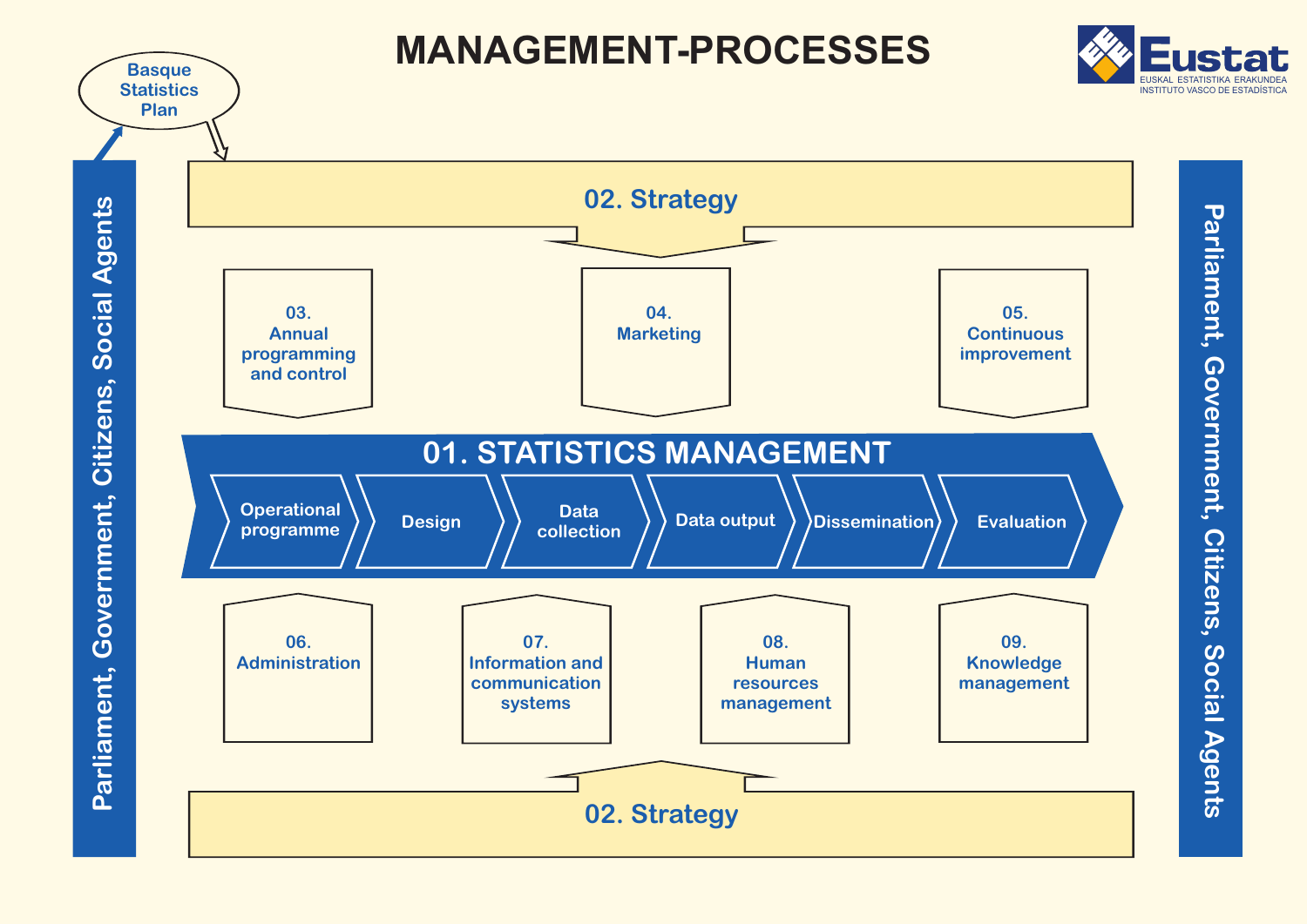# MANAGEMENT-PROCESSES

Eustat
EUSKAL ESTATISTIKA ERAKUNDEA
INSTITUTO VASCO DE ESTADÍSTICA

Basque Statistics Plan

Parliament, Government, Citizens, Social Agents

02. Strategy

03. Annual programming and control

04. Marketing

05. Continuous improvement

01. STATISTICS MANAGEMENT

Operational programme

Design

Data collection

Data output

Dissemination

Evaluation

06. Administration

07. Information and communication systems

08. Human resources management

09. Knowledge management

02. Strategy

Parliament, Government, Citizens, Social Agents